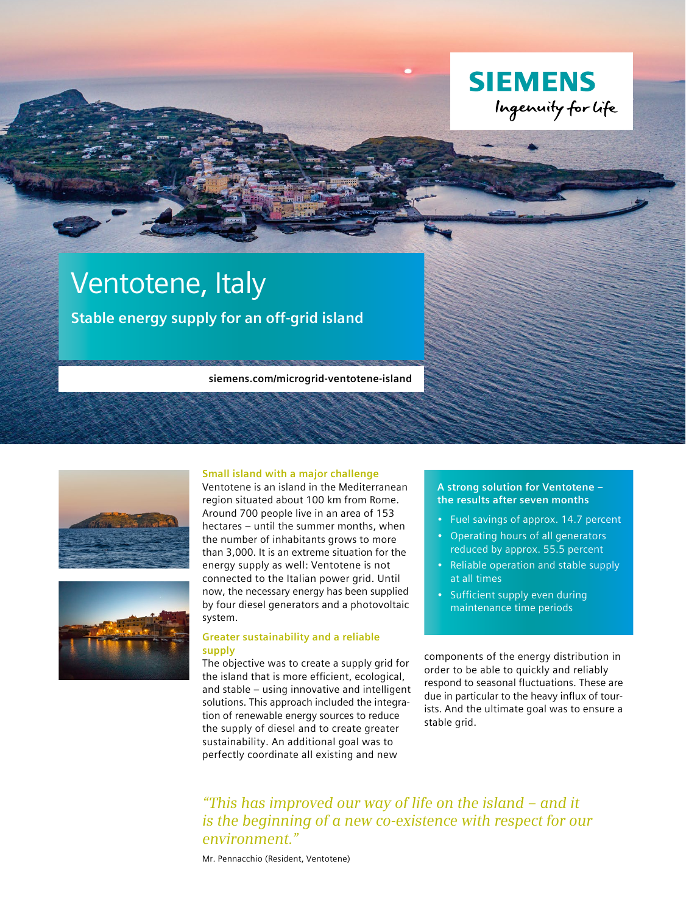SIEMENS
Ingenuity for life

# Ventotene, Italy

## Stable energy supply for an off-grid island

siemens.com/microgrid-ventotene-island

### Small island with a major challenge

Ventotene is an island in the Mediterranean region situated about 100 km from Rome. Around 700 people live in an area of 153 hectares – until the summer months, when the number of inhabitants grows to more than 3,000. It is an extreme situation for the energy supply as well: Ventotene is not connected to the Italian power grid. Until now, the necessary energy has been supplied by four diesel generators and a photovoltaic system.

### Greater sustainability and a reliable supply

The objective was to create a supply grid for the island that is more efficient, ecological, and stable – using innovative and intelligent solutions. This approach included the integration of renewable energy sources to reduce the supply of diesel and to create greater sustainability. An additional goal was to perfectly coordinate all existing and new components of the energy distribution in order to be able to quickly and reliably respond to seasonal fluctuations. These are due in particular to the heavy influx of tourists. And the ultimate goal was to ensure a stable grid.

### A strong solution for Ventotene – the results after seven months

- Fuel savings of approx. 14.7 percent
- Operating hours of all generators reduced by approx. 55.5 percent
- Reliable operation and stable supply at all times
- Sufficient supply even during maintenance time periods

*“This has improved our way of life on the island – and it is the beginning of a new co-existence with respect for our environment.”*

Mr. Pennacchio (Resident, Ventotene)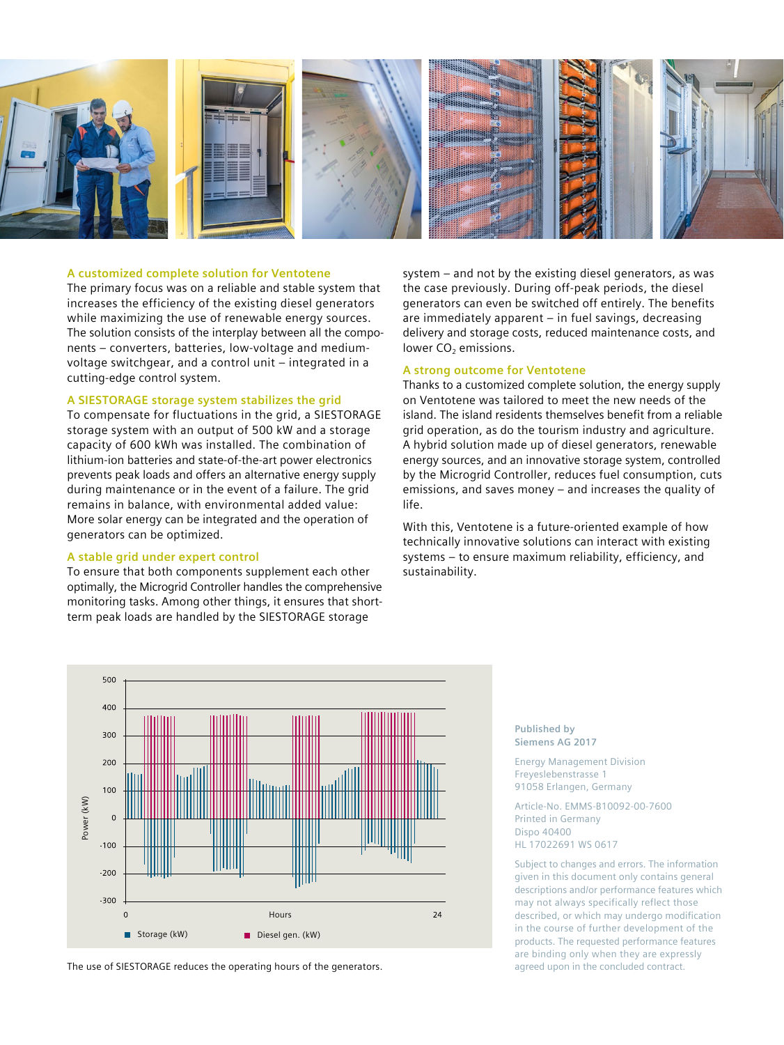### A customized complete solution for Ventotene

The primary focus was on a reliable and stable system that increases the efficiency of the existing diesel generators while maximizing the use of renewable energy sources. The solution consists of the interplay between all the components – converters, batteries, low-voltage and medium-voltage switchgear, and a control unit – integrated in a cutting-edge control system.

### A SIESTORAGE storage system stabilizes the grid

To compensate for fluctuations in the grid, a SIESTORAGE storage system with an output of 500 kW and a storage capacity of 600 kWh was installed. The combination of lithium-ion batteries and state-of-the-art power electronics prevents peak loads and offers an alternative energy supply during maintenance or in the event of a failure. The grid remains in balance, with environmental added value: More solar energy can be integrated and the operation of generators can be optimized.

### A stable grid under expert control

To ensure that both components supplement each other optimally, the Microgrid Controller handles the comprehensive monitoring tasks. Among other things, it ensures that short-term peak loads are handled by the SIESTORAGE storage system – and not by the existing diesel generators, as was the case previously. During off-peak periods, the diesel generators can even be switched off entirely. The benefits are immediately apparent – in fuel savings, decreasing delivery and storage costs, reduced maintenance costs, and lower $CO_2$ emissions.

### A strong outcome for Ventotene

Thanks to a customized complete solution, the energy supply on Ventotene was tailored to meet the new needs of the island. The island residents themselves benefit from a reliable grid operation, as do the tourism industry and agriculture. A hybrid solution made up of diesel generators, renewable energy sources, and an innovative storage system, controlled by the Microgrid Controller, reduces fuel consumption, cuts emissions, and saves money – and increases the quality of life.

With this, Ventotene is a future-oriented example of how technically innovative solutions can interact with existing systems – to ensure maximum reliability, efficiency, and sustainability.

Power (kW)
500
400
300
200
100
0
-100
-200
-300
0
Hours
24
Storage (kW)
Diesel gen. (kW)

The use of SIESTORAGE reduces the operating hours of the generators.

**Published by**
**Siemens AG 2017**

Energy Management Division
Freyeslebenstrasse 1
91058 Erlangen, Germany

Article-No. EMMS-B10092-00-7600
Printed in Germany
Dispo 40400
HL 17022691 WS 0617

Subject to changes and errors. The information given in this document only contains general descriptions and/or performance features which may not always specifically reflect those described, or which may undergo modification in the course of further development of the products. The requested performance features are binding only when they are expressly agreed upon in the concluded contract.